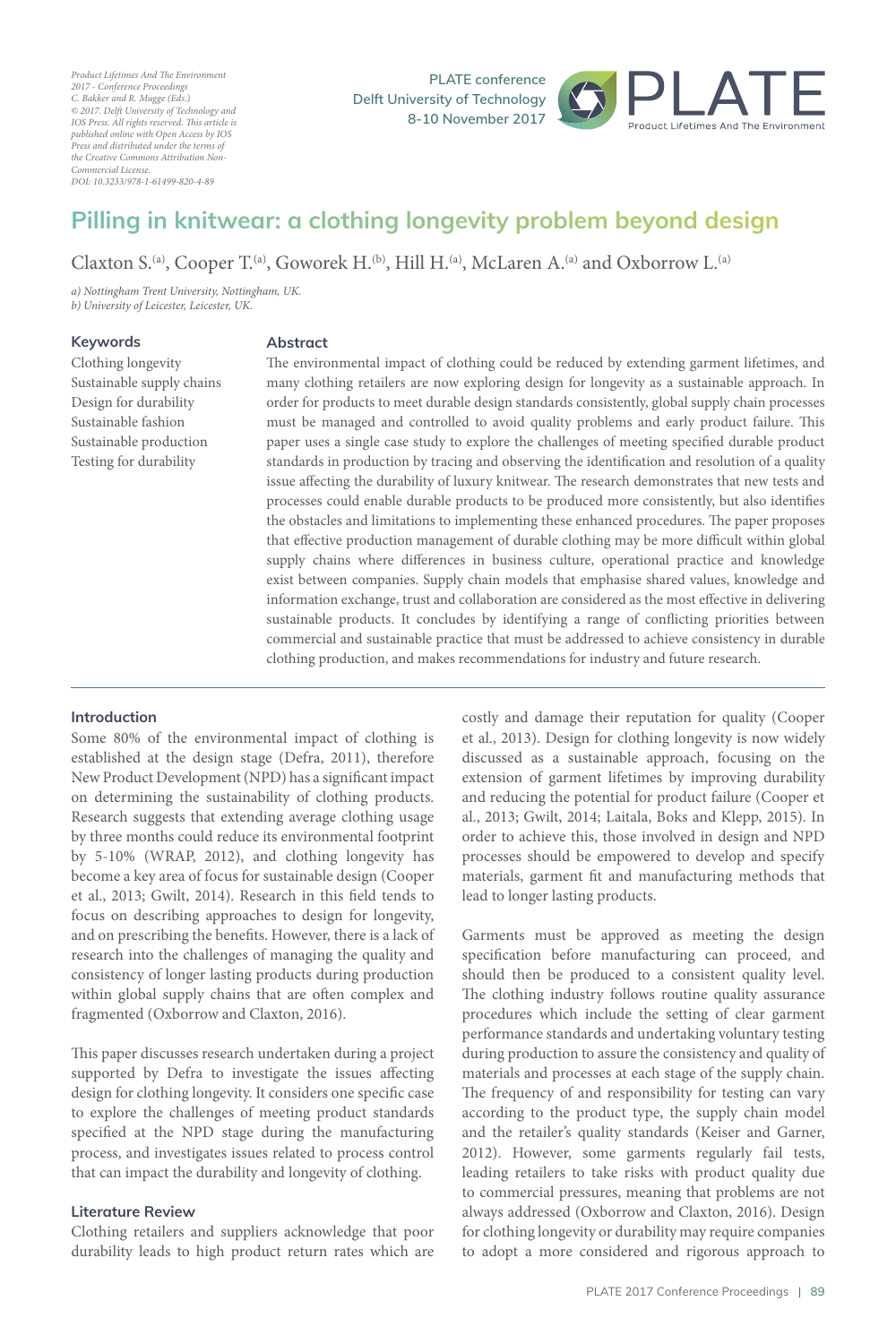*Product Lifetimes And The Environment 2017 - Conference Proceedings C. Bakker and R. Mugge (Eds.) © 2017. Delft University of Technology and IOS Press. All rights reserved. This article is published online with Open Access by IOS Press and distributed under the terms of the Creative Commons Attribution Non-Commercial License. DOI: 10.3233/978-1-61499-820-4-89*

PLATE conference
Delft University of Technology
8-10 November 2017

# Pilling in knitwear: a clothing longevity problem beyond design

Claxton S.[a], Cooper T.[a], Goworek H.[b], Hill H.[a], McLaren A.[a] and Oxborrow L.[a]

*a) Nottingham Trent University, Nottingham, UK.*
*b) University of Leicester, Leicester, UK.*

**Keywords**
Clothing longevity
Sustainable supply chains
Design for durability
Sustainable fashion
Sustainable production
Testing for durability

**Abstract**

The environmental impact of clothing could be reduced by extending garment lifetimes, and many clothing retailers are now exploring design for longevity as a sustainable approach. In order for products to meet durable design standards consistently, global supply chain processes must be managed and controlled to avoid quality problems and early product failure. This paper uses a single case study to explore the challenges of meeting specified durable product standards in production by tracing and observing the identification and resolution of a quality issue affecting the durability of luxury knitwear. The research demonstrates that new tests and processes could enable durable products to be produced more consistently, but also identifies the obstacles and limitations to implementing these enhanced procedures. The paper proposes that effective production management of durable clothing may be more difficult within global supply chains where differences in business culture, operational practice and knowledge exist between companies. Supply chain models that emphasise shared values, knowledge and information exchange, trust and collaboration are considered as the most effective in delivering sustainable products. It concludes by identifying a range of conflicting priorities between commercial and sustainable practice that must be addressed to achieve consistency in durable clothing production, and makes recommendations for industry and future research.

## Introduction

Some 80% of the environmental impact of clothing is established at the design stage (Defra, 2011), therefore New Product Development (NPD) has a significant impact on determining the sustainability of clothing products. Research suggests that extending average clothing usage by three months could reduce its environmental footprint by 5-10% (WRAP, 2012), and clothing longevity has become a key area of focus for sustainable design (Cooper et al., 2013; Gwilt, 2014). Research in this field tends to focus on describing approaches to design for longevity, and on prescribing the benefits. However, there is a lack of research into the challenges of managing the quality and consistency of longer lasting products during production within global supply chains that are often complex and fragmented (Oxborrow and Claxton, 2016).

This paper discusses research undertaken during a project supported by Defra to investigate the issues affecting design for clothing longevity. It considers one specific case to explore the challenges of meeting product standards specified at the NPD stage during the manufacturing process, and investigates issues related to process control that can impact the durability and longevity of clothing.

## Literature Review

Clothing retailers and suppliers acknowledge that poor durability leads to high product return rates which are costly and damage their reputation for quality (Cooper et al., 2013). Design for clothing longevity is now widely discussed as a sustainable approach, focusing on the extension of garment lifetimes by improving durability and reducing the potential for product failure (Cooper et al., 2013; Gwilt, 2014; Laitala, Boks and Klepp, 2015). In order to achieve this, those involved in design and NPD processes should be empowered to develop and specify materials, garment fit and manufacturing methods that lead to longer lasting products.

Garments must be approved as meeting the design specification before manufacturing can proceed, and should then be produced to a consistent quality level. The clothing industry follows routine quality assurance procedures which include the setting of clear garment performance standards and undertaking voluntary testing during production to assure the consistency and quality of materials and processes at each stage of the supply chain. The frequency of and responsibility for testing can vary according to the product type, the supply chain model and the retailer's quality standards (Keiser and Garner, 2012). However, some garments regularly fail tests, leading retailers to take risks with product quality due to commercial pressures, meaning that problems are not always addressed (Oxborrow and Claxton, 2016). Design for clothing longevity or durability may require companies to adopt a more considered and rigorous approach to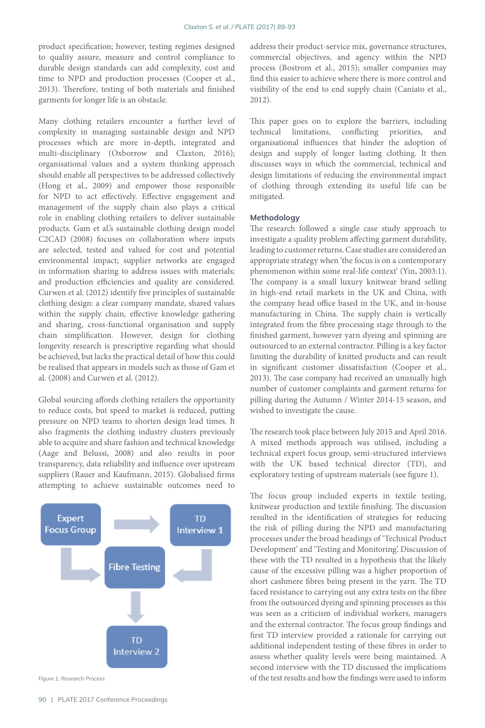product specification; however, testing regimes designed to quality assure, measure and control compliance to durable design standards can add complexity, cost and time to NPD and production processes (Cooper et al., 2013). Therefore, testing of both materials and finished garments for longer life is an obstacle.

Many clothing retailers encounter a further level of complexity in managing sustainable design and NPD processes which are more in-depth, integrated and multi-disciplinary (Oxborrow and Claxton, 2016); organisational values and a system thinking approach should enable all perspectives to be addressed collectively (Hong et al., 2009) and empower those responsible for NPD to act effectively. Effective engagement and management of the supply chain also plays a critical role in enabling clothing retailers to deliver sustainable products. Gam et al.'s sustainable clothing design model C2CAD (2008) focuses on collaboration where inputs are selected, tested and valued for cost and potential environmental impact; supplier networks are engaged in information sharing to address issues with materials; and production efficiencies and quality are considered. Curwen et al. (2012) identify five principles of sustainable clothing design: a clear company mandate, shared values within the supply chain, effective knowledge gathering and sharing, cross-functional organisation and supply chain simplification. However, design for clothing longevity research is prescriptive regarding what should be achieved, but lacks the practical detail of how this could be realised that appears in models such as those of Gam et al. (2008) and Curwen et al. (2012).

Global sourcing affords clothing retailers the opportunity to reduce costs, but speed to market is reduced, putting pressure on NPD teams to shorten design lead times. It also fragments the clothing industry clusters previously able to acquire and share fashion and technical knowledge (Aage and Belussi, 2008) and also results in poor transparency, data reliability and influence over upstream suppliers (Rauer and Kaufmann, 2015). Globalised firms attempting to achieve sustainable outcomes need to address their product-service mix, governance structures, commercial objectives, and agency within the NPD process (Bostrom et al., 2015); smaller companies may find this easier to achieve where there is more control and visibility of the end to end supply chain (Caniato et al., 2012).

This paper goes on to explore the barriers, including technical limitations, conflicting priorities, and organisational influences that hinder the adoption of design and supply of longer lasting clothing. It then discusses ways in which the commercial, technical and design limitations of reducing the environmental impact of clothing through extending its useful life can be mitigated.

Expert Focus Group → TD Interview 1; Expert Focus Group → Fibre Testing; TD Interview 1 → Fibre Testing; Fibre Testing → TD Interview 2

Figure 1. Research Process

## Methodology

The research followed a single case study approach to investigate a quality problem affecting garment durability, leading to customer returns. Case studies are considered an appropriate strategy when 'the focus is on a contemporary phenomenon within some real-life context' (Yin, 2003:1). The company is a small luxury knitwear brand selling in high-end retail markets in the UK and China, with the company head office based in the UK, and in-house manufacturing in China. The supply chain is vertically integrated from the fibre processing stage through to the finished garment, however yarn dyeing and spinning are outsourced to an external contractor. Pilling is a key factor limiting the durability of knitted products and can result in significant customer dissatisfaction (Cooper et al., 2013). The case company had received an unusually high number of customer complaints and garment returns for pilling during the Autumn / Winter 2014-15 season, and wished to investigate the cause.

The research took place between July 2015 and April 2016. A mixed methods approach was utilised, including a technical expert focus group, semi-structured interviews with the UK based technical director (TD), and exploratory testing of upstream materials (see figure 1).

The focus group included experts in textile testing, knitwear production and textile finishing. The discussion resulted in the identification of strategies for reducing the risk of pilling during the NPD and manufacturing processes under the broad headings of 'Technical Product Development' and 'Testing and Monitoring'. Discussion of these with the TD resulted in a hypothesis that the likely cause of the excessive pilling was a higher proportion of short cashmere fibres being present in the yarn. The TD faced resistance to carrying out any extra tests on the fibre from the outsourced dyeing and spinning processes as this was seen as a criticism of individual workers, managers and the external contractor. The focus group findings and first TD interview provided a rationale for carrying out additional independent testing of these fibres in order to assess whether quality levels were being maintained. A second interview with the TD discussed the implications of the test results and how the findings were used to inform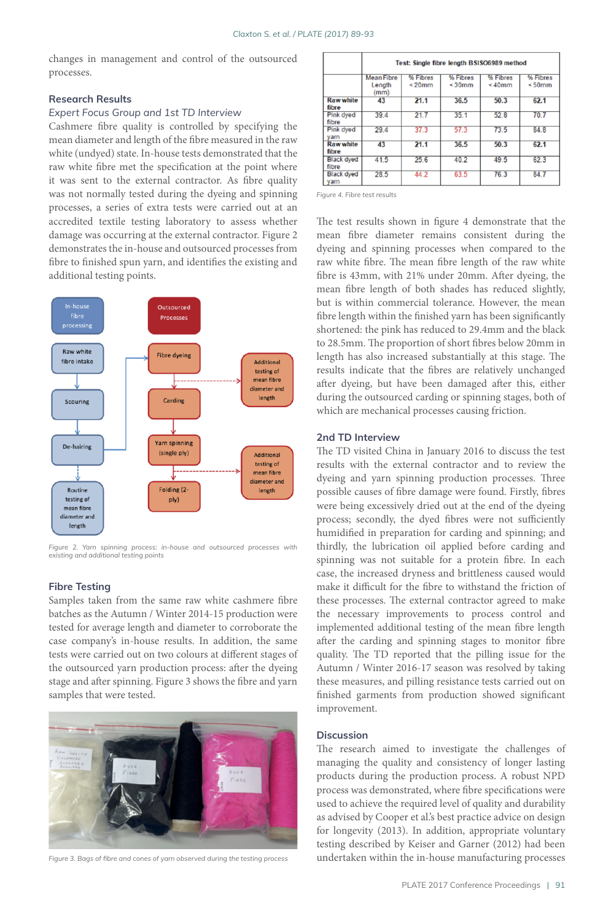changes in management and control of the outsourced processes.

## Research Results

### *Expert Focus Group and 1st TD Interview*

Cashmere fibre quality is controlled by specifying the mean diameter and length of the fibre measured in the raw white (undyed) state. In-house tests demonstrated that the raw white fibre met the specification at the point where it was sent to the external contractor. As fibre quality was not normally tested during the dyeing and spinning processes, a series of extra tests were carried out at an accredited textile testing laboratory to assess whether damage was occurring at the external contractor. Figure 2 demonstrates the in-house and outsourced processes from fibre to finished spun yarn, and identifies the existing and additional testing points.

Figure 2. Yarn spinning process: in-house and outsourced processes with existing and additional testing points

### Fibre Testing

Samples taken from the same raw white cashmere fibre batches as the Autumn / Winter 2014-15 production were tested for average length and diameter to corroborate the case company's in-house results. In addition, the same tests were carried out on two colours at different stages of the outsourced yarn production process: after the dyeing stage and after spinning. Figure 3 shows the fibre and yarn samples that were tested.

Figure 3. Bags of fibre and cones of yarn observed during the testing process

| Test: Single fibre length BSISO6989 method | | | | | |
|---|---|---|---|---|---|
| | Mean Fibre Length (mm) | % Fibres < 20mm | % Fibres < 30mm | % Fibres < 40mm | % Fibres < 50mm |
| Raw white fibre | 43 | 21.1 | 36.5 | 50.3 | 62.1 |
| Pink dyed fibre | 39.4 | 21.7 | 35.1 | 52.8 | 70.7 |
| Pink dyed yarn | 29.4 | 37.3 | 57.3 | 73.5 | 84.8 |
| Raw white fibre | 43 | 21.1 | 36.5 | 50.3 | 62.1 |
| Black dyed fibre | 41.5 | 25.6 | 40.2 | 49.5 | 62.3 |
| Black dyed yarn | 28.5 | 44.2 | 63.5 | 76.3 | 84.7 |

Figure 4. Fibre test results

The test results shown in figure 4 demonstrate that the mean fibre diameter remains consistent during the dyeing and spinning processes when compared to the raw white fibre. The mean fibre length of the raw white fibre is 43mm, with 21% under 20mm. After dyeing, the mean fibre length of both shades has reduced slightly, but is within commercial tolerance. However, the mean fibre length within the finished yarn has been significantly shortened: the pink has reduced to 29.4mm and the black to 28.5mm. The proportion of short fibres below 20mm in length has also increased substantially at this stage. The results indicate that the fibres are relatively unchanged after dyeing, but have been damaged after this, either during the outsourced carding or spinning stages, both of which are mechanical processes causing friction.

### 2nd TD Interview

The TD visited China in January 2016 to discuss the test results with the external contractor and to review the dyeing and yarn spinning production processes. Three possible causes of fibre damage were found. Firstly, fibres were being excessively dried out at the end of the dyeing process; secondly, the dyed fibres were not sufficiently humidified in preparation for carding and spinning; and thirdly, the lubrication oil applied before carding and spinning was not suitable for a protein fibre. In each case, the increased dryness and brittleness caused would make it difficult for the fibre to withstand the friction of these processes. The external contractor agreed to make the necessary improvements to process control and implemented additional testing of the mean fibre length after the carding and spinning stages to monitor fibre quality. The TD reported that the pilling issue for the Autumn / Winter 2016-17 season was resolved by taking these measures, and pilling resistance tests carried out on finished garments from production showed significant improvement.

## Discussion

The research aimed to investigate the challenges of managing the quality and consistency of longer lasting products during the production process. A robust NPD process was demonstrated, where fibre specifications were used to achieve the required level of quality and durability as advised by Cooper et al.'s best practice advice on design for longevity (2013). In addition, appropriate voluntary testing described by Keiser and Garner (2012) had been undertaken within the in-house manufacturing processes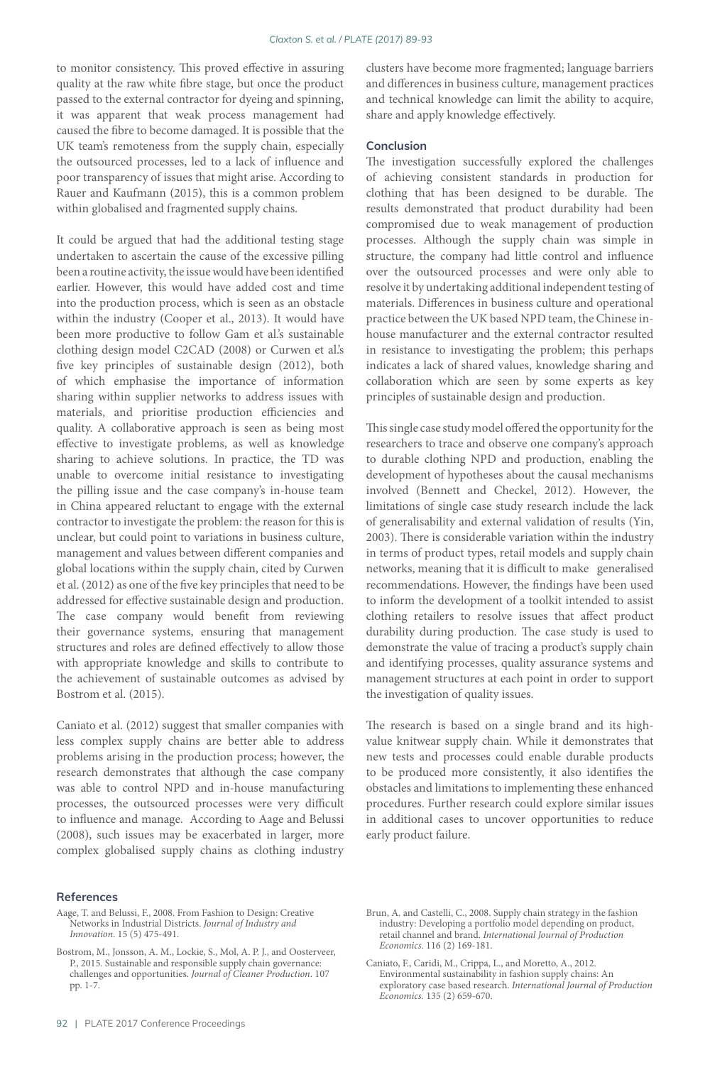to monitor consistency. This proved effective in assuring quality at the raw white fibre stage, but once the product passed to the external contractor for dyeing and spinning, it was apparent that weak process management had caused the fibre to become damaged. It is possible that the UK team's remoteness from the supply chain, especially the outsourced processes, led to a lack of influence and poor transparency of issues that might arise. According to Rauer and Kaufmann (2015), this is a common problem within globalised and fragmented supply chains.

It could be argued that had the additional testing stage undertaken to ascertain the cause of the excessive pilling been a routine activity, the issue would have been identified earlier. However, this would have added cost and time into the production process, which is seen as an obstacle within the industry (Cooper et al., 2013). It would have been more productive to follow Gam et al.'s sustainable clothing design model C2CAD (2008) or Curwen et al.'s five key principles of sustainable design (2012), both of which emphasise the importance of information sharing within supplier networks to address issues with materials, and prioritise production efficiencies and quality. A collaborative approach is seen as being most effective to investigate problems, as well as knowledge sharing to achieve solutions. In practice, the TD was unable to overcome initial resistance to investigating the pilling issue and the case company's in-house team in China appeared reluctant to engage with the external contractor to investigate the problem: the reason for this is unclear, but could point to variations in business culture, management and values between different companies and global locations within the supply chain, cited by Curwen et al. (2012) as one of the five key principles that need to be addressed for effective sustainable design and production. The case company would benefit from reviewing their governance systems, ensuring that management structures and roles are defined effectively to allow those with appropriate knowledge and skills to contribute to the achievement of sustainable outcomes as advised by Bostrom et al. (2015).

Caniato et al. (2012) suggest that smaller companies with less complex supply chains are better able to address problems arising in the production process; however, the research demonstrates that although the case company was able to control NPD and in-house manufacturing processes, the outsourced processes were very difficult to influence and manage. According to Aage and Belussi (2008), such issues may be exacerbated in larger, more complex globalised supply chains as clothing industry clusters have become more fragmented; language barriers and differences in business culture, management practices and technical knowledge can limit the ability to acquire, share and apply knowledge effectively.

## Conclusion

The investigation successfully explored the challenges of achieving consistent standards in production for clothing that has been designed to be durable. The results demonstrated that product durability had been compromised due to weak management of production processes. Although the supply chain was simple in structure, the company had little control and influence over the outsourced processes and were only able to resolve it by undertaking additional independent testing of materials. Differences in business culture and operational practice between the UK based NPD team, the Chinese in-house manufacturer and the external contractor resulted in resistance to investigating the problem; this perhaps indicates a lack of shared values, knowledge sharing and collaboration which are seen by some experts as key principles of sustainable design and production.

This single case study model offered the opportunity for the researchers to trace and observe one company's approach to durable clothing NPD and production, enabling the development of hypotheses about the causal mechanisms involved (Bennett and Checkel, 2012). However, the limitations of single case study research include the lack of generalisability and external validation of results (Yin, 2003). There is considerable variation within the industry in terms of product types, retail models and supply chain networks, meaning that it is difficult to make generalised recommendations. However, the findings have been used to inform the development of a toolkit intended to assist clothing retailers to resolve issues that affect product durability during production. The case study is used to demonstrate the value of tracing a product's supply chain and identifying processes, quality assurance systems and management structures at each point in order to support the investigation of quality issues.

The research is based on a single brand and its high-value knitwear supply chain. While it demonstrates that new tests and processes could enable durable products to be produced more consistently, it also identifies the obstacles and limitations to implementing these enhanced procedures. Further research could explore similar issues in additional cases to uncover opportunities to reduce early product failure.

## References

Aage, T. and Belussi, F., 2008. From Fashion to Design: Creative Networks in Industrial Districts. *Journal of Industry and Innovation*. 15 (5) 475-491.

Bostrom, M., Jonsson, A. M., Lockie, S., Mol, A. P. J., and Oosterveer, P., 2015. Sustainable and responsible supply chain governance: challenges and opportunities. *Journal of Cleaner Production*. 107 pp. 1-7.

Brun, A. and Castelli, C., 2008. Supply chain strategy in the fashion industry: Developing a portfolio model depending on product, retail channel and brand. *International Journal of Production Economics*. 116 (2) 169-181.

Caniato, F., Caridi, M., Crippa, L., and Moretto, A., 2012. Environmental sustainability in fashion supply chains: An exploratory case based research. *International Journal of Production Economics*. 135 (2) 659-670.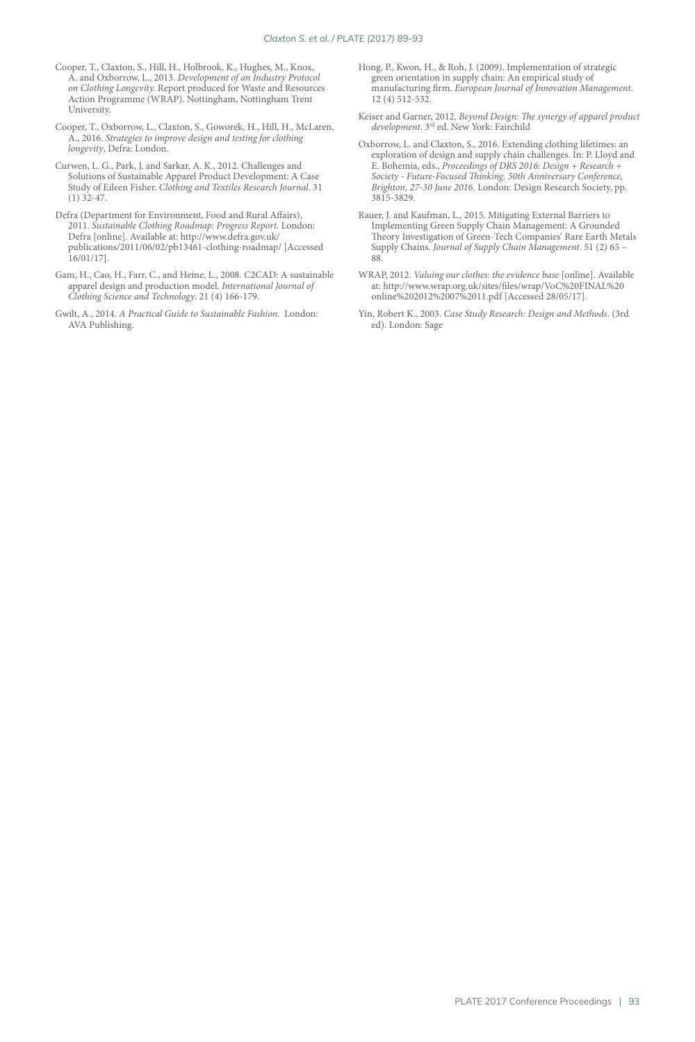Cooper, T., Claxton, S., Hill, H., Holbrook, K., Hughes, M., Knox, A. and Oxborrow, L., 2013. *Development of an Industry Protocol on Clothing Longevity.* Report produced for Waste and Resources Action Programme (WRAP). Nottingham, Nottingham Trent University.

Cooper, T., Oxborrow, L., Claxton, S., Goworek, H., Hill, H., McLaren, A., 2016. *Strategies to improve design and testing for clothing longevity*, Defra: London.

Curwen, L. G., Park, J. and Sarkar, A. K., 2012. Challenges and Solutions of Sustainable Apparel Product Development: A Case Study of Eileen Fisher. *Clothing and Textiles Research Journal*. 31 (1) 32-47.

Defra (Department for Environment, Food and Rural Affairs), 2011. *Sustainable Clothing Roadmap: Progress Report*. London: Defra [online]. Available at: http://www.defra.gov.uk/publications/2011/06/02/pb13461-clothing-roadmap/ [Accessed 16/01/17].

Gam, H., Cao, H., Farr, C., and Heine, L., 2008. C2CAD: A sustainable apparel design and production model. *International Journal of Clothing Science and Technology*. 21 (4) 166-179.

Gwilt, A., 2014. *A Practical Guide to Sustainable Fashion.* London: AVA Publishing.

Hong, P., Kwon, H., & Roh, J. (2009). Implementation of strategic green orientation in supply chain: An empirical study of manufacturing firm. *European Journal of Innovation Management*. 12 (4) 512-532.

Keiser and Garner, 2012. *Beyond Design: The synergy of apparel product development*. 3rd ed. New York: Fairchild

Oxborrow, L. and Claxton, S., 2016. Extending clothing lifetimes: an exploration of design and supply chain challenges. In: P. Lloyd and E. Bohemia, eds., *Proceedings of DRS 2016: Design + Research + Society - Future-Focused Thinking. 50th Anniversary Conference, Brighton, 27-30 June 2016.* London: Design Research Society, pp. 3815-3829.

Rauer, J. and Kaufman, L., 2015. Mitigating External Barriers to Implementing Green Supply Chain Management: A Grounded Theory Investigation of Green-Tech Companies' Rare Earth Metals Supply Chains. *Journal of Supply Chain Management*. 51 (2) 65 – 88.

WRAP, 2012. *Valuing our clothes: the evidence base* [online]. Available at: http://www.wrap.org.uk/sites/files/wrap/VoC%20FINAL%20online%202012%2007%2011.pdf [Accessed 28/05/17].

Yin, Robert K., 2003. *Case Study Research: Design and Methods*. (3rd ed). London: Sage